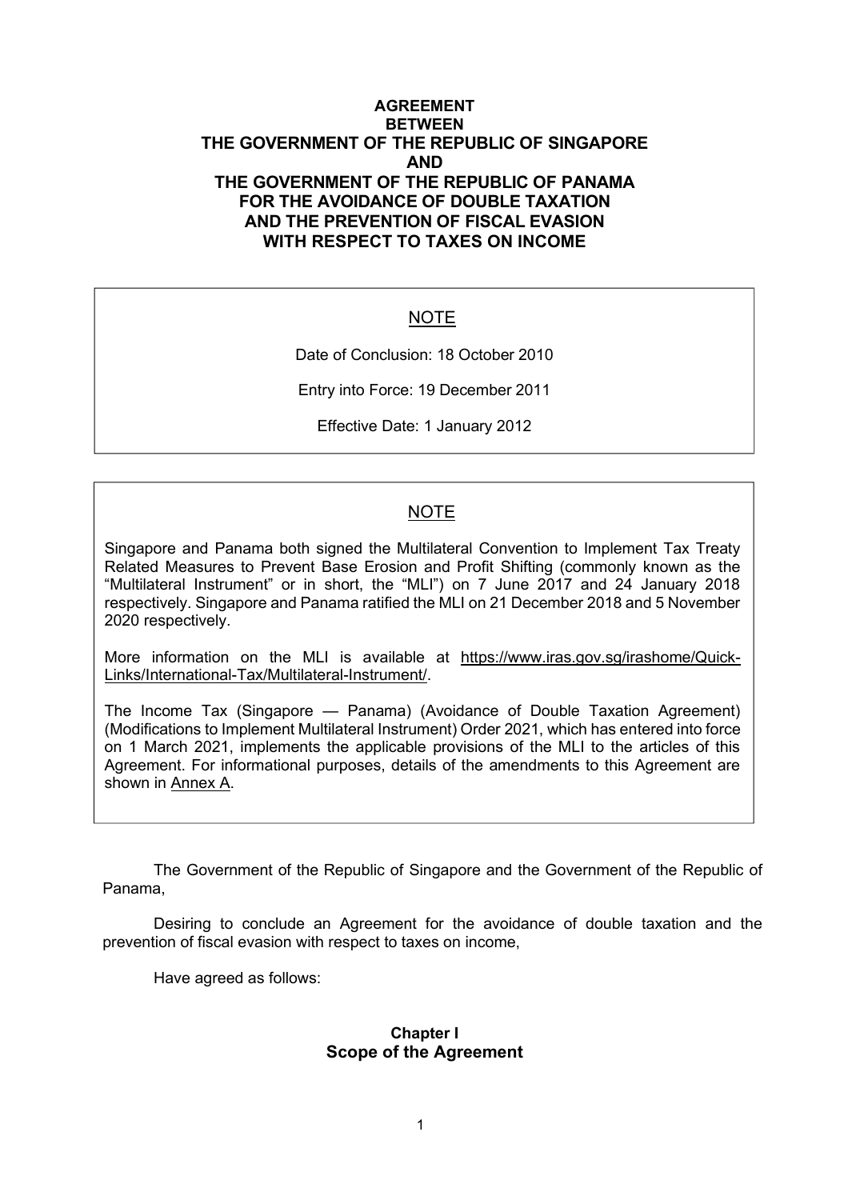# AGREEMENT
# BETWEEN
# THE GOVERNMENT OF THE REPUBLIC OF SINGAPORE
# AND
# THE GOVERNMENT OF THE REPUBLIC OF PANAMA
# FOR THE AVOIDANCE OF DOUBLE TAXATION
# AND THE PREVENTION OF FISCAL EVASION
# WITH RESPECT TO TAXES ON INCOME

> NOTE
>
> Date of Conclusion: 18 October 2010
>
> Entry into Force: 19 December 2011
>
> Effective Date: 1 January 2012

> NOTE
>
> Singapore and Panama both signed the Multilateral Convention to Implement Tax Treaty Related Measures to Prevent Base Erosion and Profit Shifting (commonly known as the "Multilateral Instrument" or in short, the "MLI") on 7 June 2017 and 24 January 2018 respectively. Singapore and Panama ratified the MLI on 21 December 2018 and 5 November 2020 respectively.
>
> More information on the MLI is available at https://www.iras.gov.sg/irashome/Quick-Links/International-Tax/Multilateral-Instrument/.
>
> The Income Tax (Singapore — Panama) (Avoidance of Double Taxation Agreement) (Modifications to Implement Multilateral Instrument) Order 2021, which has entered into force on 1 March 2021, implements the applicable provisions of the MLI to the articles of this Agreement. For informational purposes, details of the amendments to this Agreement are shown in Annex A.

The Government of the Republic of Singapore and the Government of the Republic of Panama,

Desiring to conclude an Agreement for the avoidance of double taxation and the prevention of fiscal evasion with respect to taxes on income,

Have agreed as follows:

## Chapter I
## Scope of the Agreement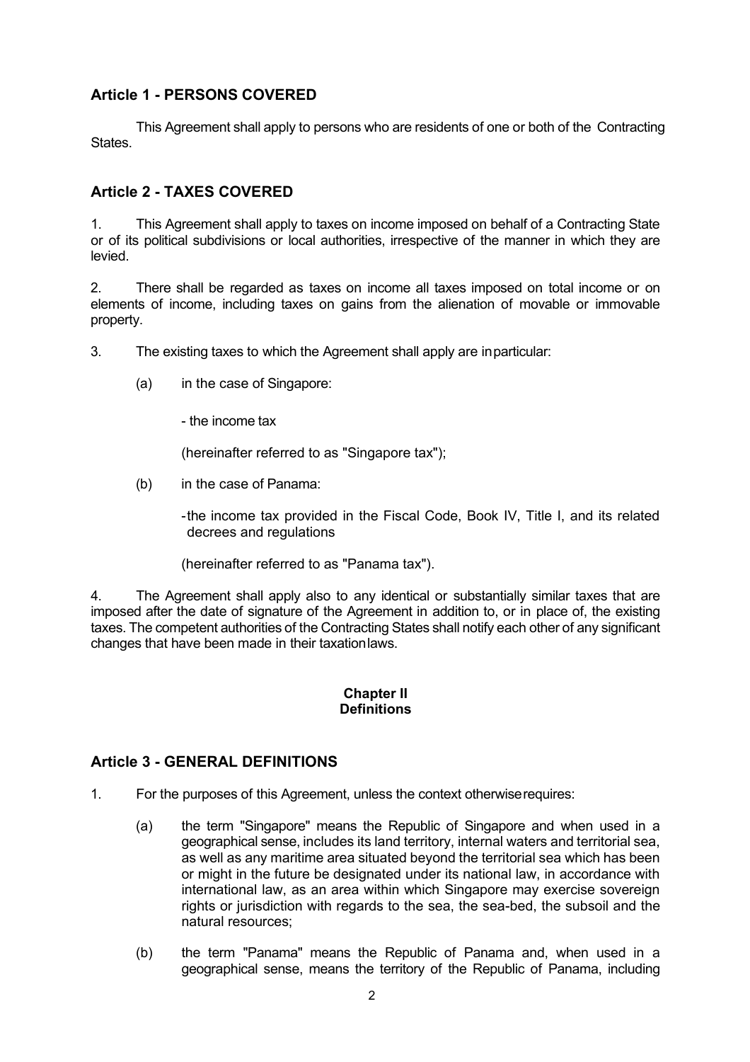## Article 1 - PERSONS COVERED

This Agreement shall apply to persons who are residents of one or both of the Contracting States.

## Article 2 - TAXES COVERED

1. This Agreement shall apply to taxes on income imposed on behalf of a Contracting State or of its political subdivisions or local authorities, irrespective of the manner in which they are levied.

2. There shall be regarded as taxes on income all taxes imposed on total income or on elements of income, including taxes on gains from the alienation of movable or immovable property.

3. The existing taxes to which the Agreement shall apply are in particular:

   (a) in the case of Singapore:

      - the income tax

      (hereinafter referred to as "Singapore tax");

   (b) in the case of Panama:

      - the income tax provided in the Fiscal Code, Book IV, Title I, and its related decrees and regulations

      (hereinafter referred to as "Panama tax").

4. The Agreement shall apply also to any identical or substantially similar taxes that are imposed after the date of signature of the Agreement in addition to, or in place of, the existing taxes. The competent authorities of the Contracting States shall notify each other of any significant changes that have been made in their taxation laws.

**Chapter II**
**Definitions**

## Article 3 - GENERAL DEFINITIONS

1. For the purposes of this Agreement, unless the context otherwise requires:

   (a) the term "Singapore" means the Republic of Singapore and when used in a geographical sense, includes its land territory, internal waters and territorial sea, as well as any maritime area situated beyond the territorial sea which has been or might in the future be designated under its national law, in accordance with international law, as an area within which Singapore may exercise sovereign rights or jurisdiction with regards to the sea, the sea-bed, the subsoil and the natural resources;

   (b) the term "Panama" means the Republic of Panama and, when used in a geographical sense, means the territory of the Republic of Panama, including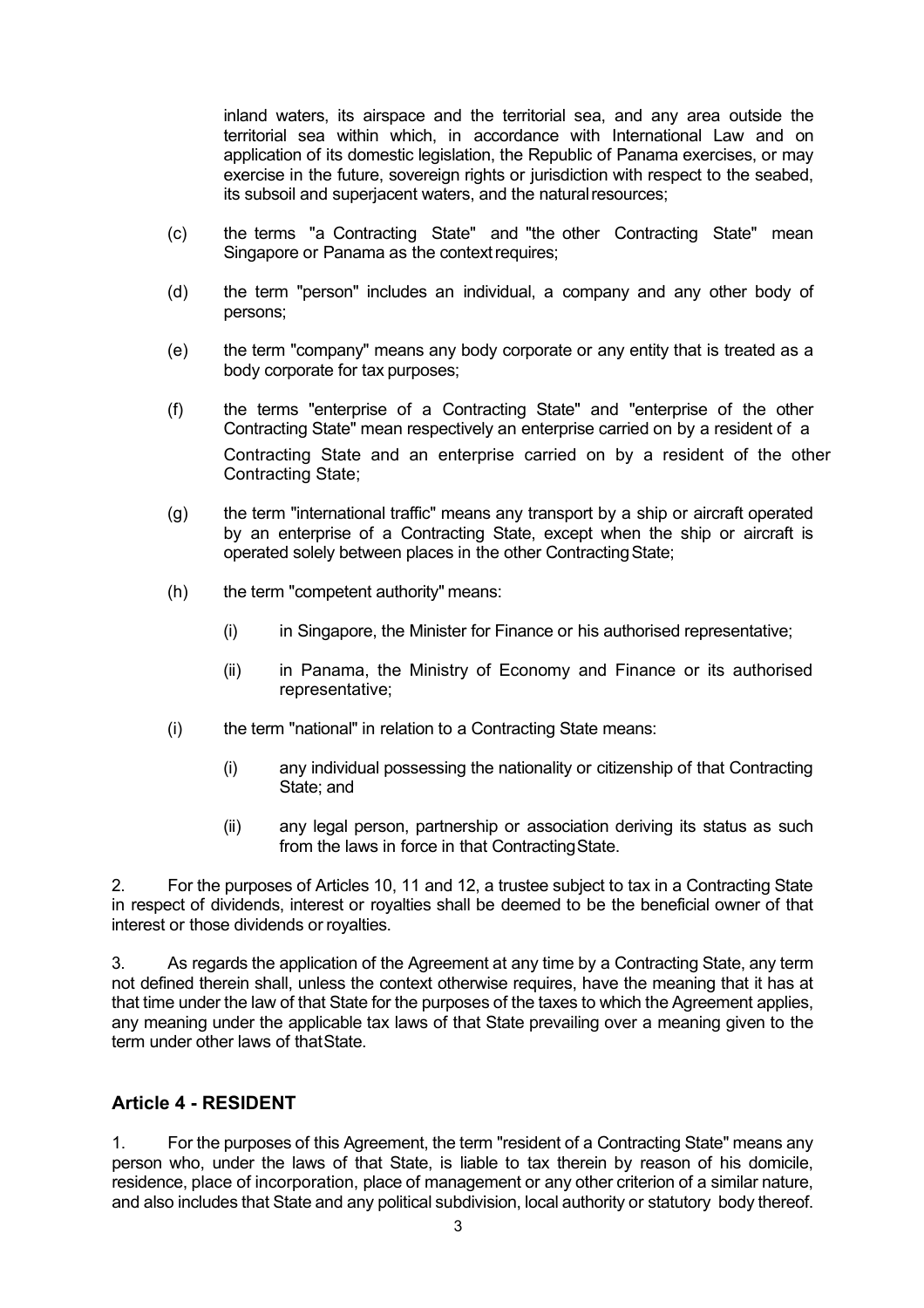inland waters, its airspace and the territorial sea, and any area outside the territorial sea within which, in accordance with International Law and on application of its domestic legislation, the Republic of Panama exercises, or may exercise in the future, sovereign rights or jurisdiction with respect to the seabed, its subsoil and superjacent waters, and the natural resources;

(c) the terms "a Contracting State" and "the other Contracting State" mean Singapore or Panama as the context requires;

(d) the term "person" includes an individual, a company and any other body of persons;

(e) the term "company" means any body corporate or any entity that is treated as a body corporate for tax purposes;

(f) the terms "enterprise of a Contracting State" and "enterprise of the other Contracting State" mean respectively an enterprise carried on by a resident of a Contracting State and an enterprise carried on by a resident of the other Contracting State;

(g) the term "international traffic" means any transport by a ship or aircraft operated by an enterprise of a Contracting State, except when the ship or aircraft is operated solely between places in the other Contracting State;

(h) the term "competent authority" means:

   (i) in Singapore, the Minister for Finance or his authorised representative;

   (ii) in Panama, the Ministry of Economy and Finance or its authorised representative;

(i) the term "national" in relation to a Contracting State means:

   (i) any individual possessing the nationality or citizenship of that Contracting State; and

   (ii) any legal person, partnership or association deriving its status as such from the laws in force in that Contracting State.

2. For the purposes of Articles 10, 11 and 12, a trustee subject to tax in a Contracting State in respect of dividends, interest or royalties shall be deemed to be the beneficial owner of that interest or those dividends or royalties.

3. As regards the application of the Agreement at any time by a Contracting State, any term not defined therein shall, unless the context otherwise requires, have the meaning that it has at that time under the law of that State for the purposes of the taxes to which the Agreement applies, any meaning under the applicable tax laws of that State prevailing over a meaning given to the term under other laws of that State.

## Article 4 - RESIDENT

1. For the purposes of this Agreement, the term "resident of a Contracting State" means any person who, under the laws of that State, is liable to tax therein by reason of his domicile, residence, place of incorporation, place of management or any other criterion of a similar nature, and also includes that State and any political subdivision, local authority or statutory body thereof.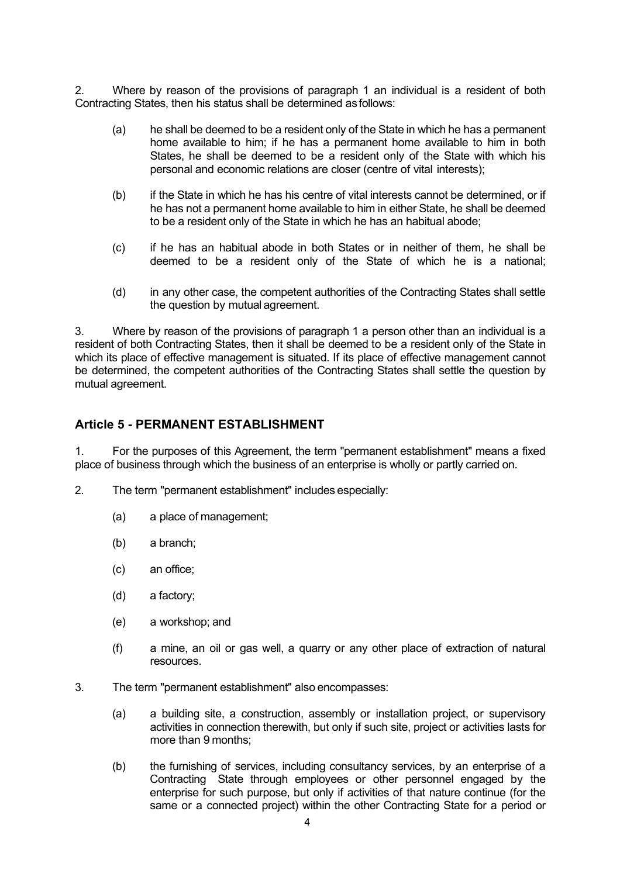2. Where by reason of the provisions of paragraph 1 an individual is a resident of both Contracting States, then his status shall be determined as follows:

   (a) he shall be deemed to be a resident only of the State in which he has a permanent home available to him; if he has a permanent home available to him in both States, he shall be deemed to be a resident only of the State with which his personal and economic relations are closer (centre of vital interests);

   (b) if the State in which he has his centre of vital interests cannot be determined, or if he has not a permanent home available to him in either State, he shall be deemed to be a resident only of the State in which he has an habitual abode;

   (c) if he has an habitual abode in both States or in neither of them, he shall be deemed to be a resident only of the State of which he is a national;

   (d) in any other case, the competent authorities of the Contracting States shall settle the question by mutual agreement.

3. Where by reason of the provisions of paragraph 1 a person other than an individual is a resident of both Contracting States, then it shall be deemed to be a resident only of the State in which its place of effective management is situated. If its place of effective management cannot be determined, the competent authorities of the Contracting States shall settle the question by mutual agreement.

## Article 5 - PERMANENT ESTABLISHMENT

1. For the purposes of this Agreement, the term "permanent establishment" means a fixed place of business through which the business of an enterprise is wholly or partly carried on.

2. The term "permanent establishment" includes especially:

   (a) a place of management;

   (b) a branch;

   (c) an office;

   (d) a factory;

   (e) a workshop; and

   (f) a mine, an oil or gas well, a quarry or any other place of extraction of natural resources.

3. The term "permanent establishment" also encompasses:

   (a) a building site, a construction, assembly or installation project, or supervisory activities in connection therewith, but only if such site, project or activities lasts for more than 9 months;

   (b) the furnishing of services, including consultancy services, by an enterprise of a Contracting State through employees or other personnel engaged by the enterprise for such purpose, but only if activities of that nature continue (for the same or a connected project) within the other Contracting State for a period or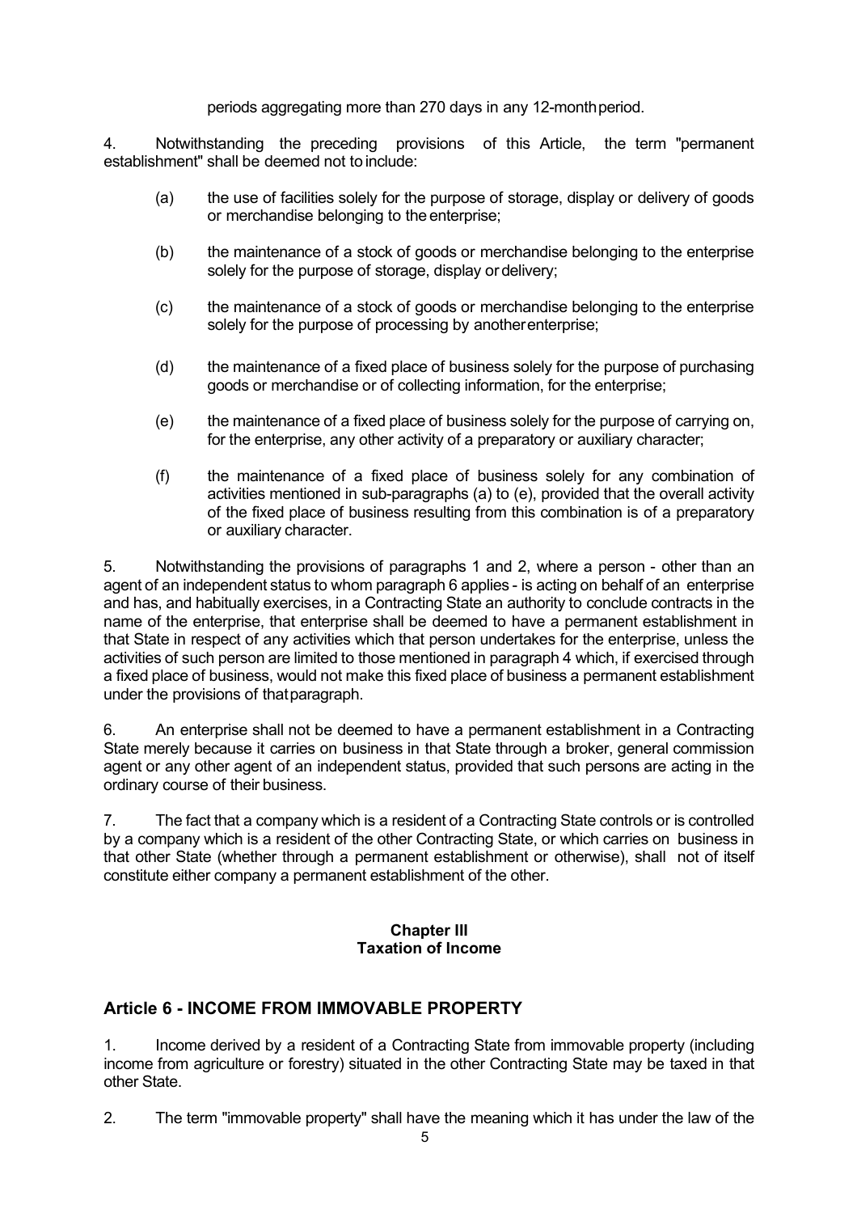periods aggregating more than 270 days in any 12-month period.

4. Notwithstanding the preceding provisions of this Article, the term "permanent establishment" shall be deemed not to include:

(a) the use of facilities solely for the purpose of storage, display or delivery of goods or merchandise belonging to the enterprise;

(b) the maintenance of a stock of goods or merchandise belonging to the enterprise solely for the purpose of storage, display or delivery;

(c) the maintenance of a stock of goods or merchandise belonging to the enterprise solely for the purpose of processing by another enterprise;

(d) the maintenance of a fixed place of business solely for the purpose of purchasing goods or merchandise or of collecting information, for the enterprise;

(e) the maintenance of a fixed place of business solely for the purpose of carrying on, for the enterprise, any other activity of a preparatory or auxiliary character;

(f) the maintenance of a fixed place of business solely for any combination of activities mentioned in sub-paragraphs (a) to (e), provided that the overall activity of the fixed place of business resulting from this combination is of a preparatory or auxiliary character.

5. Notwithstanding the provisions of paragraphs 1 and 2, where a person - other than an agent of an independent status to whom paragraph 6 applies - is acting on behalf of an enterprise and has, and habitually exercises, in a Contracting State an authority to conclude contracts in the name of the enterprise, that enterprise shall be deemed to have a permanent establishment in that State in respect of any activities which that person undertakes for the enterprise, unless the activities of such person are limited to those mentioned in paragraph 4 which, if exercised through a fixed place of business, would not make this fixed place of business a permanent establishment under the provisions of that paragraph.

6. An enterprise shall not be deemed to have a permanent establishment in a Contracting State merely because it carries on business in that State through a broker, general commission agent or any other agent of an independent status, provided that such persons are acting in the ordinary course of their business.

7. The fact that a company which is a resident of a Contracting State controls or is controlled by a company which is a resident of the other Contracting State, or which carries on business in that other State (whether through a permanent establishment or otherwise), shall not of itself constitute either company a permanent establishment of the other.

**Chapter III**
**Taxation of Income**

## Article 6 - INCOME FROM IMMOVABLE PROPERTY

1. Income derived by a resident of a Contracting State from immovable property (including income from agriculture or forestry) situated in the other Contracting State may be taxed in that other State.

2. The term "immovable property" shall have the meaning which it has under the law of the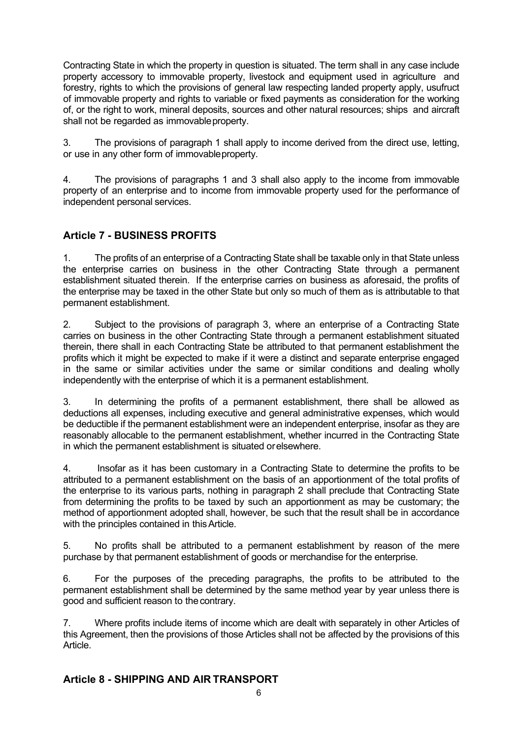Contracting State in which the property in question is situated. The term shall in any case include property accessory to immovable property, livestock and equipment used in agriculture and forestry, rights to which the provisions of general law respecting landed property apply, usufruct of immovable property and rights to variable or fixed payments as consideration for the working of, or the right to work, mineral deposits, sources and other natural resources; ships and aircraft shall not be regarded as immovable property.

3. The provisions of paragraph 1 shall apply to income derived from the direct use, letting, or use in any other form of immovable property.

4. The provisions of paragraphs 1 and 3 shall also apply to the income from immovable property of an enterprise and to income from immovable property used for the performance of independent personal services.

## Article 7 - BUSINESS PROFITS

1. The profits of an enterprise of a Contracting State shall be taxable only in that State unless the enterprise carries on business in the other Contracting State through a permanent establishment situated therein. If the enterprise carries on business as aforesaid, the profits of the enterprise may be taxed in the other State but only so much of them as is attributable to that permanent establishment.

2. Subject to the provisions of paragraph 3, where an enterprise of a Contracting State carries on business in the other Contracting State through a permanent establishment situated therein, there shall in each Contracting State be attributed to that permanent establishment the profits which it might be expected to make if it were a distinct and separate enterprise engaged in the same or similar activities under the same or similar conditions and dealing wholly independently with the enterprise of which it is a permanent establishment.

3. In determining the profits of a permanent establishment, there shall be allowed as deductions all expenses, including executive and general administrative expenses, which would be deductible if the permanent establishment were an independent enterprise, insofar as they are reasonably allocable to the permanent establishment, whether incurred in the Contracting State in which the permanent establishment is situated or elsewhere.

4. Insofar as it has been customary in a Contracting State to determine the profits to be attributed to a permanent establishment on the basis of an apportionment of the total profits of the enterprise to its various parts, nothing in paragraph 2 shall preclude that Contracting State from determining the profits to be taxed by such an apportionment as may be customary; the method of apportionment adopted shall, however, be such that the result shall be in accordance with the principles contained in this Article.

5. No profits shall be attributed to a permanent establishment by reason of the mere purchase by that permanent establishment of goods or merchandise for the enterprise.

6. For the purposes of the preceding paragraphs, the profits to be attributed to the permanent establishment shall be determined by the same method year by year unless there is good and sufficient reason to the contrary.

7. Where profits include items of income which are dealt with separately in other Articles of this Agreement, then the provisions of those Articles shall not be affected by the provisions of this Article.

## Article 8 - SHIPPING AND AIR TRANSPORT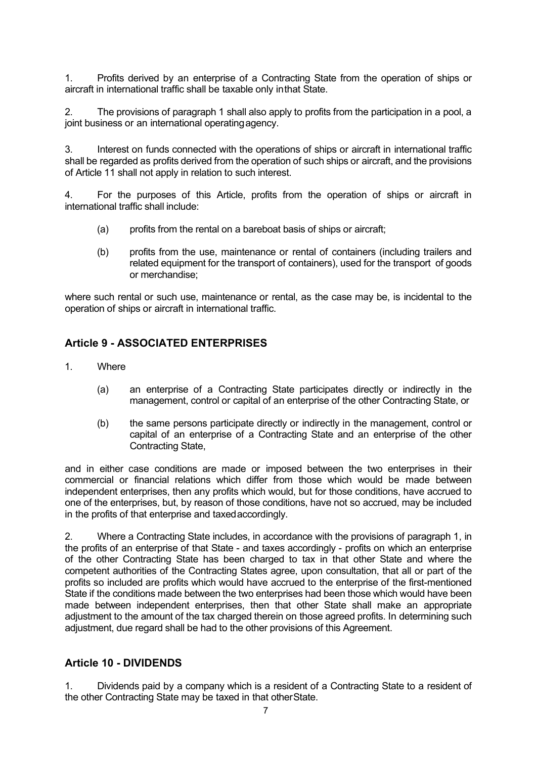1. Profits derived by an enterprise of a Contracting State from the operation of ships or aircraft in international traffic shall be taxable only in that State.

2. The provisions of paragraph 1 shall also apply to profits from the participation in a pool, a joint business or an international operating agency.

3. Interest on funds connected with the operations of ships or aircraft in international traffic shall be regarded as profits derived from the operation of such ships or aircraft, and the provisions of Article 11 shall not apply in relation to such interest.

4. For the purposes of this Article, profits from the operation of ships or aircraft in international traffic shall include:

   (a) profits from the rental on a bareboat basis of ships or aircraft;

   (b) profits from the use, maintenance or rental of containers (including trailers and related equipment for the transport of containers), used for the transport of goods or merchandise;

where such rental or such use, maintenance or rental, as the case may be, is incidental to the operation of ships or aircraft in international traffic.

## Article 9 - ASSOCIATED ENTERPRISES

1. Where

   (a) an enterprise of a Contracting State participates directly or indirectly in the management, control or capital of an enterprise of the other Contracting State, or

   (b) the same persons participate directly or indirectly in the management, control or capital of an enterprise of a Contracting State and an enterprise of the other Contracting State,

and in either case conditions are made or imposed between the two enterprises in their commercial or financial relations which differ from those which would be made between independent enterprises, then any profits which would, but for those conditions, have accrued to one of the enterprises, but, by reason of those conditions, have not so accrued, may be included in the profits of that enterprise and taxed accordingly.

2. Where a Contracting State includes, in accordance with the provisions of paragraph 1, in the profits of an enterprise of that State - and taxes accordingly - profits on which an enterprise of the other Contracting State has been charged to tax in that other State and where the competent authorities of the Contracting States agree, upon consultation, that all or part of the profits so included are profits which would have accrued to the enterprise of the first-mentioned State if the conditions made between the two enterprises had been those which would have been made between independent enterprises, then that other State shall make an appropriate adjustment to the amount of the tax charged therein on those agreed profits. In determining such adjustment, due regard shall be had to the other provisions of this Agreement.

## Article 10 - DIVIDENDS

1. Dividends paid by a company which is a resident of a Contracting State to a resident of the other Contracting State may be taxed in that other State.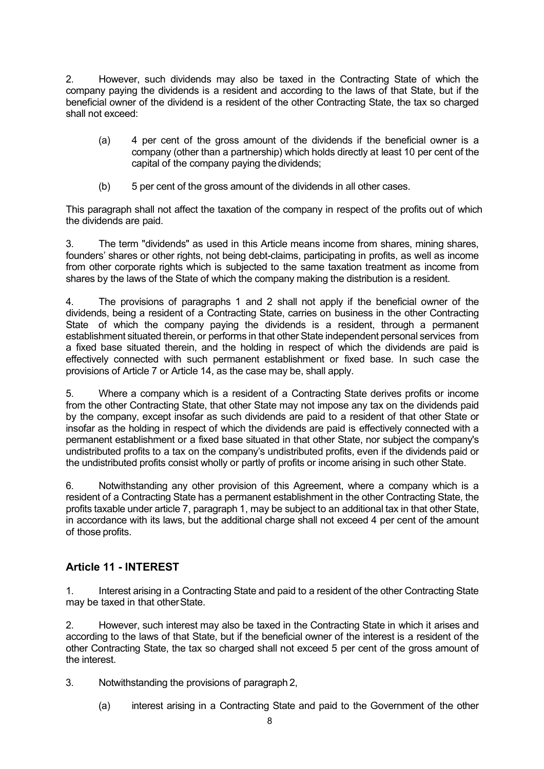2. However, such dividends may also be taxed in the Contracting State of which the company paying the dividends is a resident and according to the laws of that State, but if the beneficial owner of the dividend is a resident of the other Contracting State, the tax so charged shall not exceed:

(a) 4 per cent of the gross amount of the dividends if the beneficial owner is a company (other than a partnership) which holds directly at least 10 per cent of the capital of the company paying the dividends;

(b) 5 per cent of the gross amount of the dividends in all other cases.

This paragraph shall not affect the taxation of the company in respect of the profits out of which the dividends are paid.

3. The term "dividends" as used in this Article means income from shares, mining shares, founders' shares or other rights, not being debt-claims, participating in profits, as well as income from other corporate rights which is subjected to the same taxation treatment as income from shares by the laws of the State of which the company making the distribution is a resident.

4. The provisions of paragraphs 1 and 2 shall not apply if the beneficial owner of the dividends, being a resident of a Contracting State, carries on business in the other Contracting State of which the company paying the dividends is a resident, through a permanent establishment situated therein, or performs in that other State independent personal services from a fixed base situated therein, and the holding in respect of which the dividends are paid is effectively connected with such permanent establishment or fixed base. In such case the provisions of Article 7 or Article 14, as the case may be, shall apply.

5. Where a company which is a resident of a Contracting State derives profits or income from the other Contracting State, that other State may not impose any tax on the dividends paid by the company, except insofar as such dividends are paid to a resident of that other State or insofar as the holding in respect of which the dividends are paid is effectively connected with a permanent establishment or a fixed base situated in that other State, nor subject the company's undistributed profits to a tax on the company's undistributed profits, even if the dividends paid or the undistributed profits consist wholly or partly of profits or income arising in such other State.

6. Notwithstanding any other provision of this Agreement, where a company which is a resident of a Contracting State has a permanent establishment in the other Contracting State, the profits taxable under article 7, paragraph 1, may be subject to an additional tax in that other State, in accordance with its laws, but the additional charge shall not exceed 4 per cent of the amount of those profits.

## Article 11 - INTEREST

1. Interest arising in a Contracting State and paid to a resident of the other Contracting State may be taxed in that other State.

2. However, such interest may also be taxed in the Contracting State in which it arises and according to the laws of that State, but if the beneficial owner of the interest is a resident of the other Contracting State, the tax so charged shall not exceed 5 per cent of the gross amount of the interest.

3. Notwithstanding the provisions of paragraph 2,

(a) interest arising in a Contracting State and paid to the Government of the other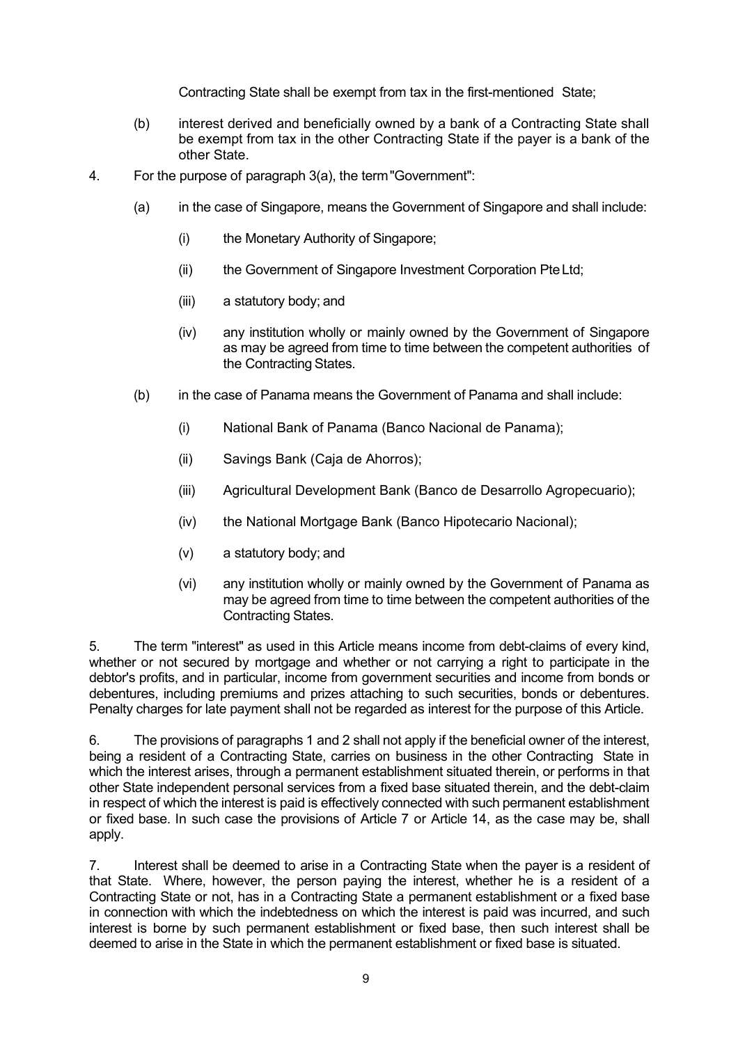Contracting State shall be exempt from tax in the first-mentioned State;

(b) interest derived and beneficially owned by a bank of a Contracting State shall be exempt from tax in the other Contracting State if the payer is a bank of the other State.

4. For the purpose of paragraph 3(a), the term "Government":

(a) in the case of Singapore, means the Government of Singapore and shall include:

(i) the Monetary Authority of Singapore;

(ii) the Government of Singapore Investment Corporation Pte Ltd;

(iii) a statutory body; and

(iv) any institution wholly or mainly owned by the Government of Singapore as may be agreed from time to time between the competent authorities of the Contracting States.

(b) in the case of Panama means the Government of Panama and shall include:

(i) National Bank of Panama (Banco Nacional de Panama);

(ii) Savings Bank (Caja de Ahorros);

(iii) Agricultural Development Bank (Banco de Desarrollo Agropecuario);

(iv) the National Mortgage Bank (Banco Hipotecario Nacional);

(v) a statutory body; and

(vi) any institution wholly or mainly owned by the Government of Panama as may be agreed from time to time between the competent authorities of the Contracting States.

5. The term "interest" as used in this Article means income from debt-claims of every kind, whether or not secured by mortgage and whether or not carrying a right to participate in the debtor's profits, and in particular, income from government securities and income from bonds or debentures, including premiums and prizes attaching to such securities, bonds or debentures. Penalty charges for late payment shall not be regarded as interest for the purpose of this Article.

6. The provisions of paragraphs 1 and 2 shall not apply if the beneficial owner of the interest, being a resident of a Contracting State, carries on business in the other Contracting State in which the interest arises, through a permanent establishment situated therein, or performs in that other State independent personal services from a fixed base situated therein, and the debt-claim in respect of which the interest is paid is effectively connected with such permanent establishment or fixed base. In such case the provisions of Article 7 or Article 14, as the case may be, shall apply.

7. Interest shall be deemed to arise in a Contracting State when the payer is a resident of that State. Where, however, the person paying the interest, whether he is a resident of a Contracting State or not, has in a Contracting State a permanent establishment or a fixed base in connection with which the indebtedness on which the interest is paid was incurred, and such interest is borne by such permanent establishment or fixed base, then such interest shall be deemed to arise in the State in which the permanent establishment or fixed base is situated.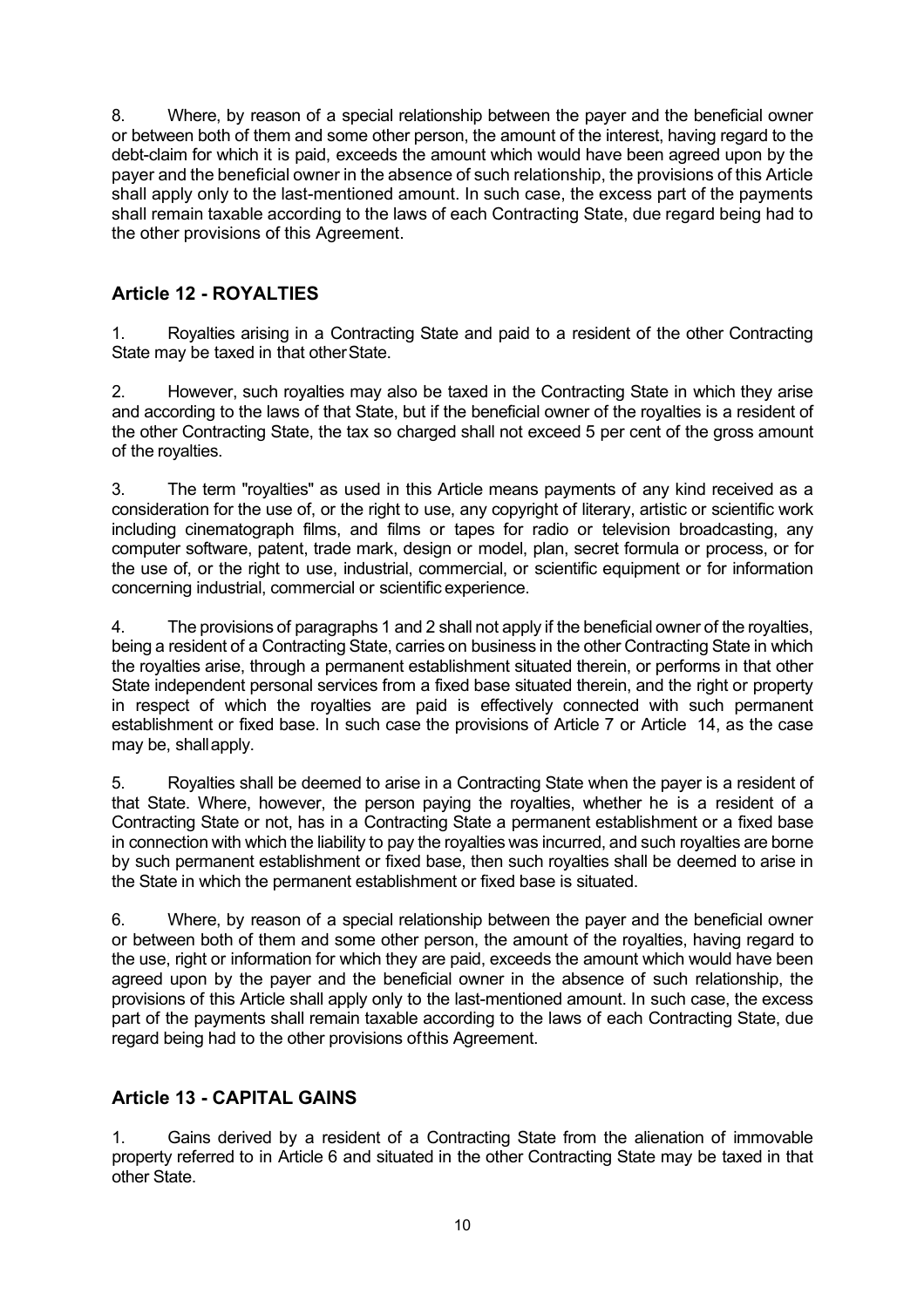8. Where, by reason of a special relationship between the payer and the beneficial owner or between both of them and some other person, the amount of the interest, having regard to the debt-claim for which it is paid, exceeds the amount which would have been agreed upon by the payer and the beneficial owner in the absence of such relationship, the provisions of this Article shall apply only to the last-mentioned amount. In such case, the excess part of the payments shall remain taxable according to the laws of each Contracting State, due regard being had to the other provisions of this Agreement.

## Article 12 - ROYALTIES

1. Royalties arising in a Contracting State and paid to a resident of the other Contracting State may be taxed in that other State.

2. However, such royalties may also be taxed in the Contracting State in which they arise and according to the laws of that State, but if the beneficial owner of the royalties is a resident of the other Contracting State, the tax so charged shall not exceed 5 per cent of the gross amount of the royalties.

3. The term "royalties" as used in this Article means payments of any kind received as a consideration for the use of, or the right to use, any copyright of literary, artistic or scientific work including cinematograph films, and films or tapes for radio or television broadcasting, any computer software, patent, trade mark, design or model, plan, secret formula or process, or for the use of, or the right to use, industrial, commercial, or scientific equipment or for information concerning industrial, commercial or scientific experience.

4. The provisions of paragraphs 1 and 2 shall not apply if the beneficial owner of the royalties, being a resident of a Contracting State, carries on business in the other Contracting State in which the royalties arise, through a permanent establishment situated therein, or performs in that other State independent personal services from a fixed base situated therein, and the right or property in respect of which the royalties are paid is effectively connected with such permanent establishment or fixed base. In such case the provisions of Article 7 or Article 14, as the case may be, shall apply.

5. Royalties shall be deemed to arise in a Contracting State when the payer is a resident of that State. Where, however, the person paying the royalties, whether he is a resident of a Contracting State or not, has in a Contracting State a permanent establishment or a fixed base in connection with which the liability to pay the royalties was incurred, and such royalties are borne by such permanent establishment or fixed base, then such royalties shall be deemed to arise in the State in which the permanent establishment or fixed base is situated.

6. Where, by reason of a special relationship between the payer and the beneficial owner or between both of them and some other person, the amount of the royalties, having regard to the use, right or information for which they are paid, exceeds the amount which would have been agreed upon by the payer and the beneficial owner in the absence of such relationship, the provisions of this Article shall apply only to the last-mentioned amount. In such case, the excess part of the payments shall remain taxable according to the laws of each Contracting State, due regard being had to the other provisions of this Agreement.

## Article 13 - CAPITAL GAINS

1. Gains derived by a resident of a Contracting State from the alienation of immovable property referred to in Article 6 and situated in the other Contracting State may be taxed in that other State.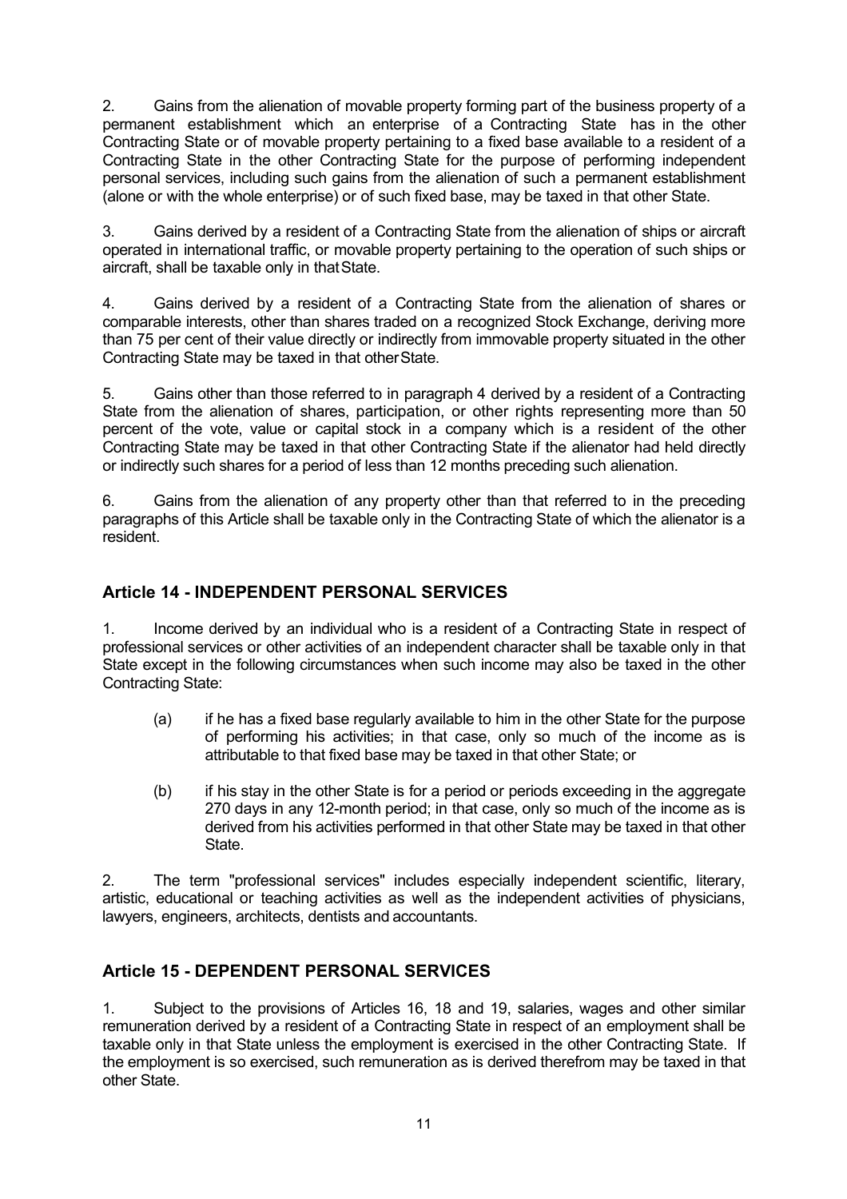2. Gains from the alienation of movable property forming part of the business property of a permanent establishment which an enterprise of a Contracting State has in the other Contracting State or of movable property pertaining to a fixed base available to a resident of a Contracting State in the other Contracting State for the purpose of performing independent personal services, including such gains from the alienation of such a permanent establishment (alone or with the whole enterprise) or of such fixed base, may be taxed in that other State.

3. Gains derived by a resident of a Contracting State from the alienation of ships or aircraft operated in international traffic, or movable property pertaining to the operation of such ships or aircraft, shall be taxable only in that State.

4. Gains derived by a resident of a Contracting State from the alienation of shares or comparable interests, other than shares traded on a recognized Stock Exchange, deriving more than 75 per cent of their value directly or indirectly from immovable property situated in the other Contracting State may be taxed in that other State.

5. Gains other than those referred to in paragraph 4 derived by a resident of a Contracting State from the alienation of shares, participation, or other rights representing more than 50 percent of the vote, value or capital stock in a company which is a resident of the other Contracting State may be taxed in that other Contracting State if the alienator had held directly or indirectly such shares for a period of less than 12 months preceding such alienation.

6. Gains from the alienation of any property other than that referred to in the preceding paragraphs of this Article shall be taxable only in the Contracting State of which the alienator is a resident.

## Article 14 - INDEPENDENT PERSONAL SERVICES

1. Income derived by an individual who is a resident of a Contracting State in respect of professional services or other activities of an independent character shall be taxable only in that State except in the following circumstances when such income may also be taxed in the other Contracting State:

   (a) if he has a fixed base regularly available to him in the other State for the purpose of performing his activities; in that case, only so much of the income as is attributable to that fixed base may be taxed in that other State; or

   (b) if his stay in the other State is for a period or periods exceeding in the aggregate 270 days in any 12-month period; in that case, only so much of the income as is derived from his activities performed in that other State may be taxed in that other State.

2. The term "professional services" includes especially independent scientific, literary, artistic, educational or teaching activities as well as the independent activities of physicians, lawyers, engineers, architects, dentists and accountants.

## Article 15 - DEPENDENT PERSONAL SERVICES

1. Subject to the provisions of Articles 16, 18 and 19, salaries, wages and other similar remuneration derived by a resident of a Contracting State in respect of an employment shall be taxable only in that State unless the employment is exercised in the other Contracting State. If the employment is so exercised, such remuneration as is derived therefrom may be taxed in that other State.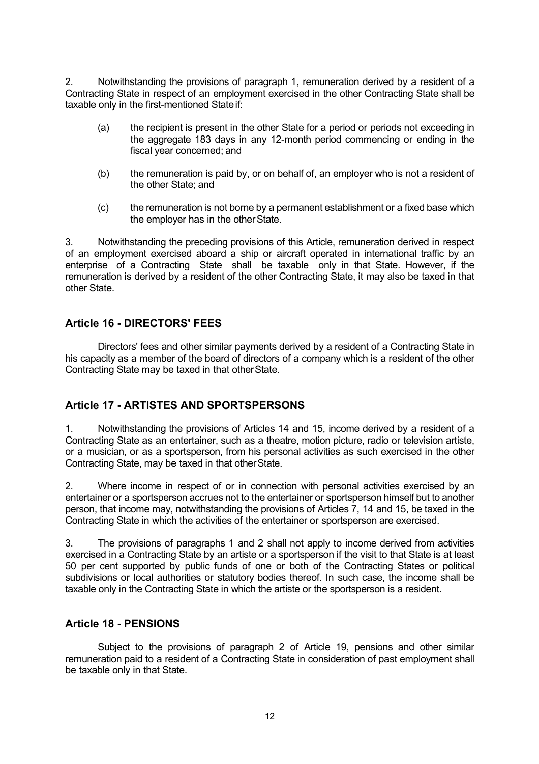2. Notwithstanding the provisions of paragraph 1, remuneration derived by a resident of a Contracting State in respect of an employment exercised in the other Contracting State shall be taxable only in the first-mentioned State if:

(a) the recipient is present in the other State for a period or periods not exceeding in the aggregate 183 days in any 12-month period commencing or ending in the fiscal year concerned; and

(b) the remuneration is paid by, or on behalf of, an employer who is not a resident of the other State; and

(c) the remuneration is not borne by a permanent establishment or a fixed base which the employer has in the other State.

3. Notwithstanding the preceding provisions of this Article, remuneration derived in respect of an employment exercised aboard a ship or aircraft operated in international traffic by an enterprise of a Contracting State shall be taxable only in that State. However, if the remuneration is derived by a resident of the other Contracting State, it may also be taxed in that other State.

## Article 16 - DIRECTORS' FEES

Directors' fees and other similar payments derived by a resident of a Contracting State in his capacity as a member of the board of directors of a company which is a resident of the other Contracting State may be taxed in that other State.

## Article 17 - ARTISTES AND SPORTSPERSONS

1. Notwithstanding the provisions of Articles 14 and 15, income derived by a resident of a Contracting State as an entertainer, such as a theatre, motion picture, radio or television artiste, or a musician, or as a sportsperson, from his personal activities as such exercised in the other Contracting State, may be taxed in that other State.

2. Where income in respect of or in connection with personal activities exercised by an entertainer or a sportsperson accrues not to the entertainer or sportsperson himself but to another person, that income may, notwithstanding the provisions of Articles 7, 14 and 15, be taxed in the Contracting State in which the activities of the entertainer or sportsperson are exercised.

3. The provisions of paragraphs 1 and 2 shall not apply to income derived from activities exercised in a Contracting State by an artiste or a sportsperson if the visit to that State is at least 50 per cent supported by public funds of one or both of the Contracting States or political subdivisions or local authorities or statutory bodies thereof. In such case, the income shall be taxable only in the Contracting State in which the artiste or the sportsperson is a resident.

## Article 18 - PENSIONS

Subject to the provisions of paragraph 2 of Article 19, pensions and other similar remuneration paid to a resident of a Contracting State in consideration of past employment shall be taxable only in that State.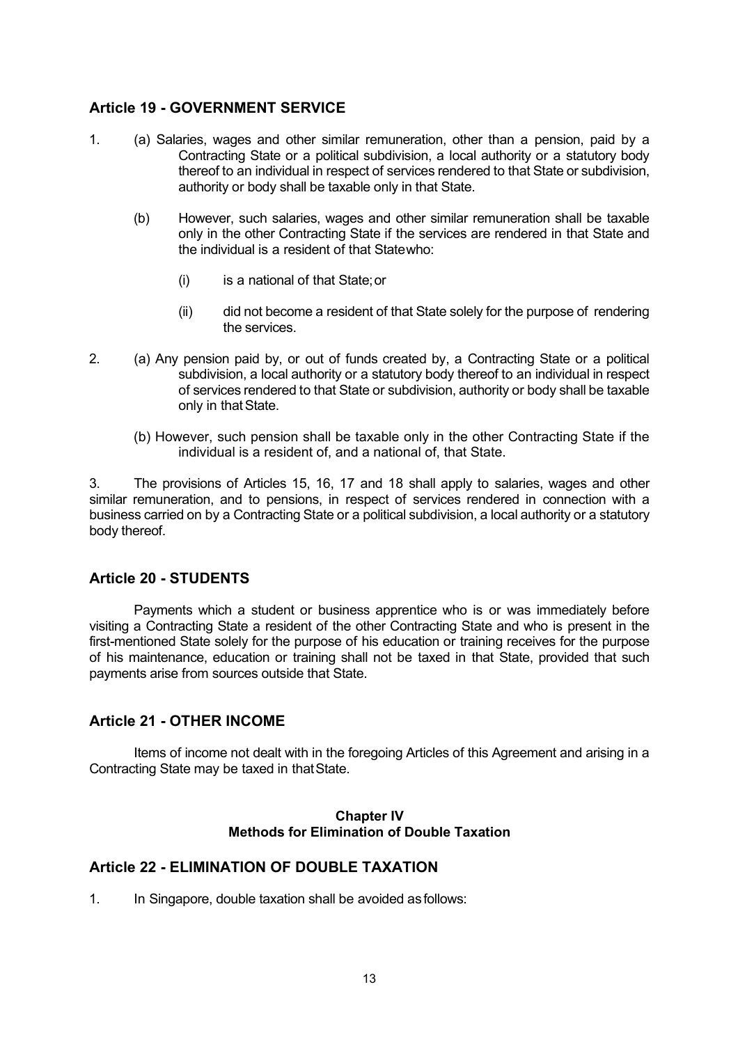## Article 19 - GOVERNMENT SERVICE

1. (a) Salaries, wages and other similar remuneration, other than a pension, paid by a Contracting State or a political subdivision, a local authority or a statutory body thereof to an individual in respect of services rendered to that State or subdivision, authority or body shall be taxable only in that State.

   (b) However, such salaries, wages and other similar remuneration shall be taxable only in the other Contracting State if the services are rendered in that State and the individual is a resident of that State who:

   (i) is a national of that State; or

   (ii) did not become a resident of that State solely for the purpose of rendering the services.

2. (a) Any pension paid by, or out of funds created by, a Contracting State or a political subdivision, a local authority or a statutory body thereof to an individual in respect of services rendered to that State or subdivision, authority or body shall be taxable only in that State.

   (b) However, such pension shall be taxable only in the other Contracting State if the individual is a resident of, and a national of, that State.

3. The provisions of Articles 15, 16, 17 and 18 shall apply to salaries, wages and other similar remuneration, and to pensions, in respect of services rendered in connection with a business carried on by a Contracting State or a political subdivision, a local authority or a statutory body thereof.

## Article 20 - STUDENTS

Payments which a student or business apprentice who is or was immediately before visiting a Contracting State a resident of the other Contracting State and who is present in the first-mentioned State solely for the purpose of his education or training receives for the purpose of his maintenance, education or training shall not be taxed in that State, provided that such payments arise from sources outside that State.

## Article 21 - OTHER INCOME

Items of income not dealt with in the foregoing Articles of this Agreement and arising in a Contracting State may be taxed in that State.

**Chapter IV**
**Methods for Elimination of Double Taxation**

## Article 22 - ELIMINATION OF DOUBLE TAXATION

1. In Singapore, double taxation shall be avoided as follows: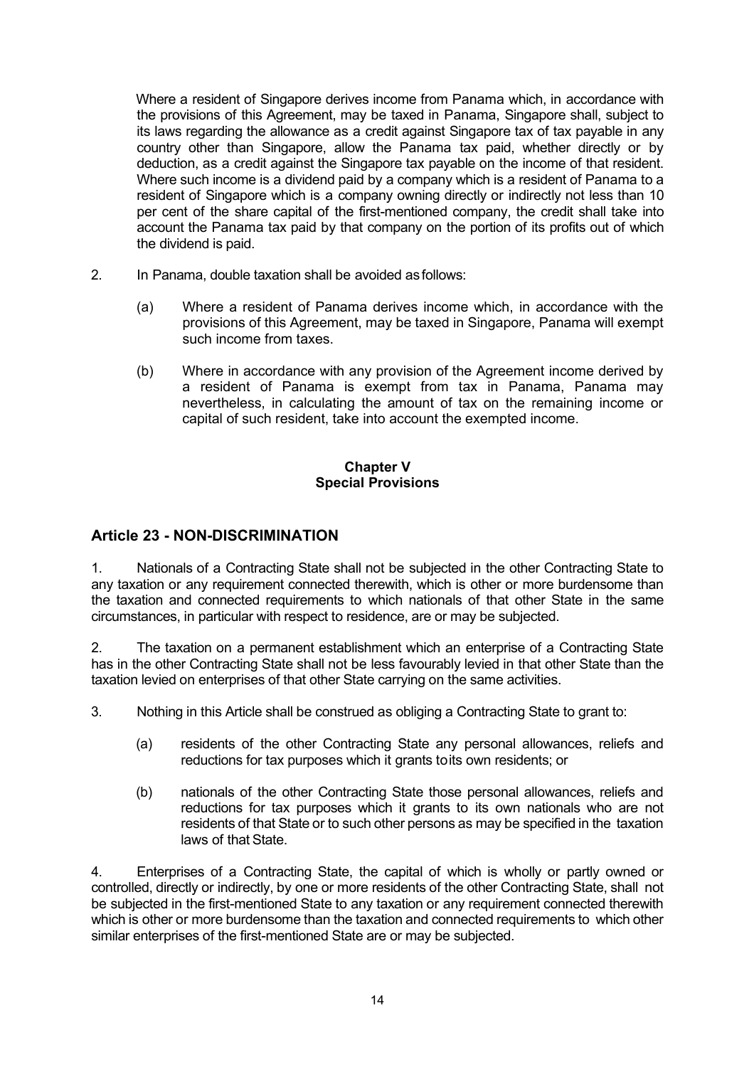Where a resident of Singapore derives income from Panama which, in accordance with the provisions of this Agreement, may be taxed in Panama, Singapore shall, subject to its laws regarding the allowance as a credit against Singapore tax of tax payable in any country other than Singapore, allow the Panama tax paid, whether directly or by deduction, as a credit against the Singapore tax payable on the income of that resident. Where such income is a dividend paid by a company which is a resident of Panama to a resident of Singapore which is a company owning directly or indirectly not less than 10 per cent of the share capital of the first-mentioned company, the credit shall take into account the Panama tax paid by that company on the portion of its profits out of which the dividend is paid.

2. In Panama, double taxation shall be avoided as follows:

   (a) Where a resident of Panama derives income which, in accordance with the provisions of this Agreement, may be taxed in Singapore, Panama will exempt such income from taxes.

   (b) Where in accordance with any provision of the Agreement income derived by a resident of Panama is exempt from tax in Panama, Panama may nevertheless, in calculating the amount of tax on the remaining income or capital of such resident, take into account the exempted income.

**Chapter V**
**Special Provisions**

## Article 23 - NON-DISCRIMINATION

1. Nationals of a Contracting State shall not be subjected in the other Contracting State to any taxation or any requirement connected therewith, which is other or more burdensome than the taxation and connected requirements to which nationals of that other State in the same circumstances, in particular with respect to residence, are or may be subjected.

2. The taxation on a permanent establishment which an enterprise of a Contracting State has in the other Contracting State shall not be less favourably levied in that other State than the taxation levied on enterprises of that other State carrying on the same activities.

3. Nothing in this Article shall be construed as obliging a Contracting State to grant to:

   (a) residents of the other Contracting State any personal allowances, reliefs and reductions for tax purposes which it grants to its own residents; or

   (b) nationals of the other Contracting State those personal allowances, reliefs and reductions for tax purposes which it grants to its own nationals who are not residents of that State or to such other persons as may be specified in the taxation laws of that State.

4. Enterprises of a Contracting State, the capital of which is wholly or partly owned or controlled, directly or indirectly, by one or more residents of the other Contracting State, shall not be subjected in the first-mentioned State to any taxation or any requirement connected therewith which is other or more burdensome than the taxation and connected requirements to which other similar enterprises of the first-mentioned State are or may be subjected.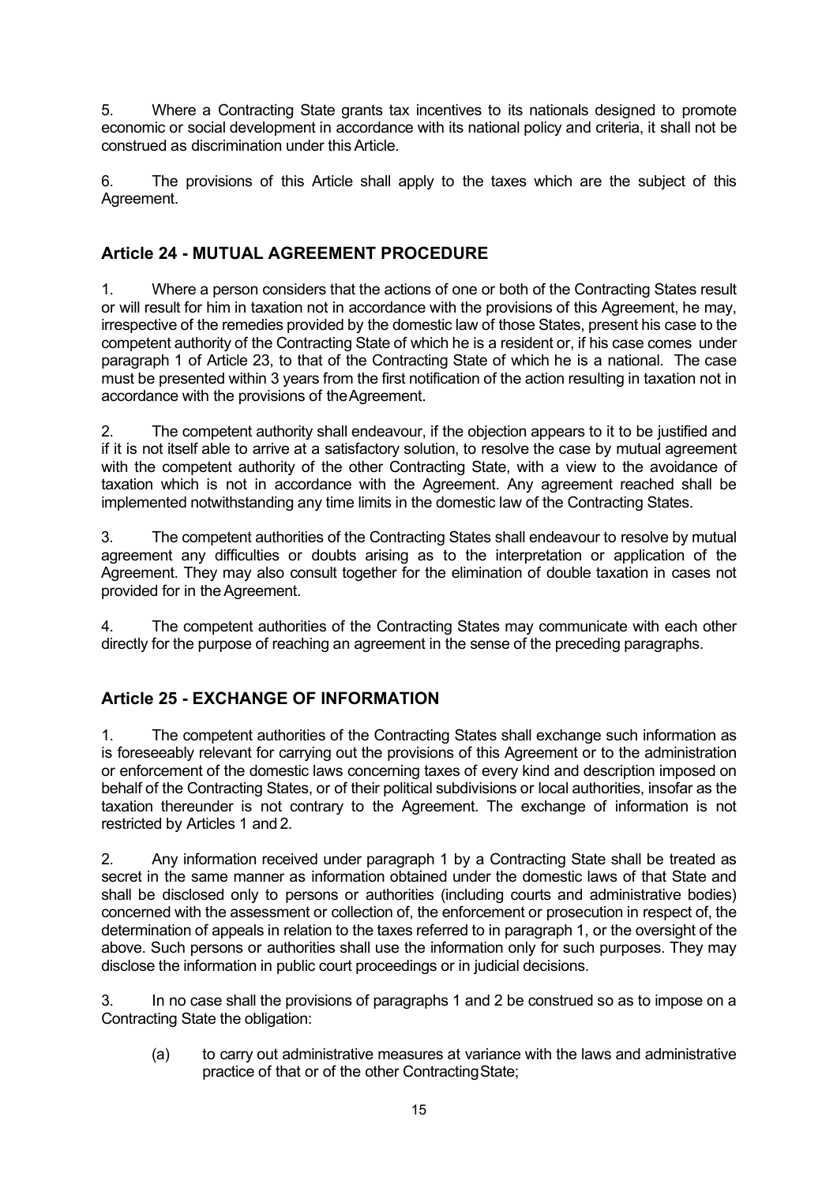5. Where a Contracting State grants tax incentives to its nationals designed to promote economic or social development in accordance with its national policy and criteria, it shall not be construed as discrimination under this Article.

6. The provisions of this Article shall apply to the taxes which are the subject of this Agreement.

## Article 24 - MUTUAL AGREEMENT PROCEDURE

1. Where a person considers that the actions of one or both of the Contracting States result or will result for him in taxation not in accordance with the provisions of this Agreement, he may, irrespective of the remedies provided by the domestic law of those States, present his case to the competent authority of the Contracting State of which he is a resident or, if his case comes under paragraph 1 of Article 23, to that of the Contracting State of which he is a national. The case must be presented within 3 years from the first notification of the action resulting in taxation not in accordance with the provisions of the Agreement.

2. The competent authority shall endeavour, if the objection appears to it to be justified and if it is not itself able to arrive at a satisfactory solution, to resolve the case by mutual agreement with the competent authority of the other Contracting State, with a view to the avoidance of taxation which is not in accordance with the Agreement. Any agreement reached shall be implemented notwithstanding any time limits in the domestic law of the Contracting States.

3. The competent authorities of the Contracting States shall endeavour to resolve by mutual agreement any difficulties or doubts arising as to the interpretation or application of the Agreement. They may also consult together for the elimination of double taxation in cases not provided for in the Agreement.

4. The competent authorities of the Contracting States may communicate with each other directly for the purpose of reaching an agreement in the sense of the preceding paragraphs.

## Article 25 - EXCHANGE OF INFORMATION

1. The competent authorities of the Contracting States shall exchange such information as is foreseeably relevant for carrying out the provisions of this Agreement or to the administration or enforcement of the domestic laws concerning taxes of every kind and description imposed on behalf of the Contracting States, or of their political subdivisions or local authorities, insofar as the taxation thereunder is not contrary to the Agreement. The exchange of information is not restricted by Articles 1 and 2.

2. Any information received under paragraph 1 by a Contracting State shall be treated as secret in the same manner as information obtained under the domestic laws of that State and shall be disclosed only to persons or authorities (including courts and administrative bodies) concerned with the assessment or collection of, the enforcement or prosecution in respect of, the determination of appeals in relation to the taxes referred to in paragraph 1, or the oversight of the above. Such persons or authorities shall use the information only for such purposes. They may disclose the information in public court proceedings or in judicial decisions.

3. In no case shall the provisions of paragraphs 1 and 2 be construed so as to impose on a Contracting State the obligation:

(a) to carry out administrative measures at variance with the laws and administrative practice of that or of the other Contracting State;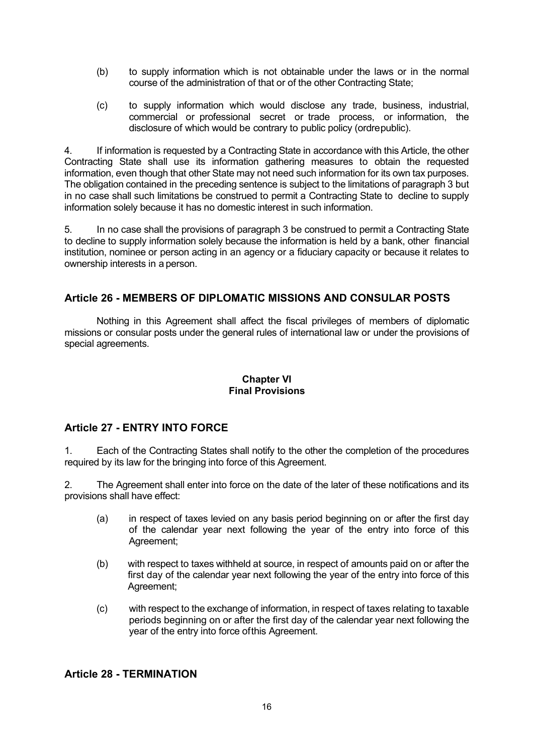(b) to supply information which is not obtainable under the laws or in the normal course of the administration of that or of the other Contracting State;

(c) to supply information which would disclose any trade, business, industrial, commercial or professional secret or trade process, or information, the disclosure of which would be contrary to public policy (ordrepublic).

4. If information is requested by a Contracting State in accordance with this Article, the other Contracting State shall use its information gathering measures to obtain the requested information, even though that other State may not need such information for its own tax purposes. The obligation contained in the preceding sentence is subject to the limitations of paragraph 3 but in no case shall such limitations be construed to permit a Contracting State to decline to supply information solely because it has no domestic interest in such information.

5. In no case shall the provisions of paragraph 3 be construed to permit a Contracting State to decline to supply information solely because the information is held by a bank, other financial institution, nominee or person acting in an agency or a fiduciary capacity or because it relates to ownership interests in a person.

## Article 26 - MEMBERS OF DIPLOMATIC MISSIONS AND CONSULAR POSTS

Nothing in this Agreement shall affect the fiscal privileges of members of diplomatic missions or consular posts under the general rules of international law or under the provisions of special agreements.

### Chapter VI
### Final Provisions

## Article 27 - ENTRY INTO FORCE

1. Each of the Contracting States shall notify to the other the completion of the procedures required by its law for the bringing into force of this Agreement.

2. The Agreement shall enter into force on the date of the later of these notifications and its provisions shall have effect:

(a) in respect of taxes levied on any basis period beginning on or after the first day of the calendar year next following the year of the entry into force of this Agreement;

(b) with respect to taxes withheld at source, in respect of amounts paid on or after the first day of the calendar year next following the year of the entry into force of this Agreement;

(c) with respect to the exchange of information, in respect of taxes relating to taxable periods beginning on or after the first day of the calendar year next following the year of the entry into force ofthis Agreement.

## Article 28 - TERMINATION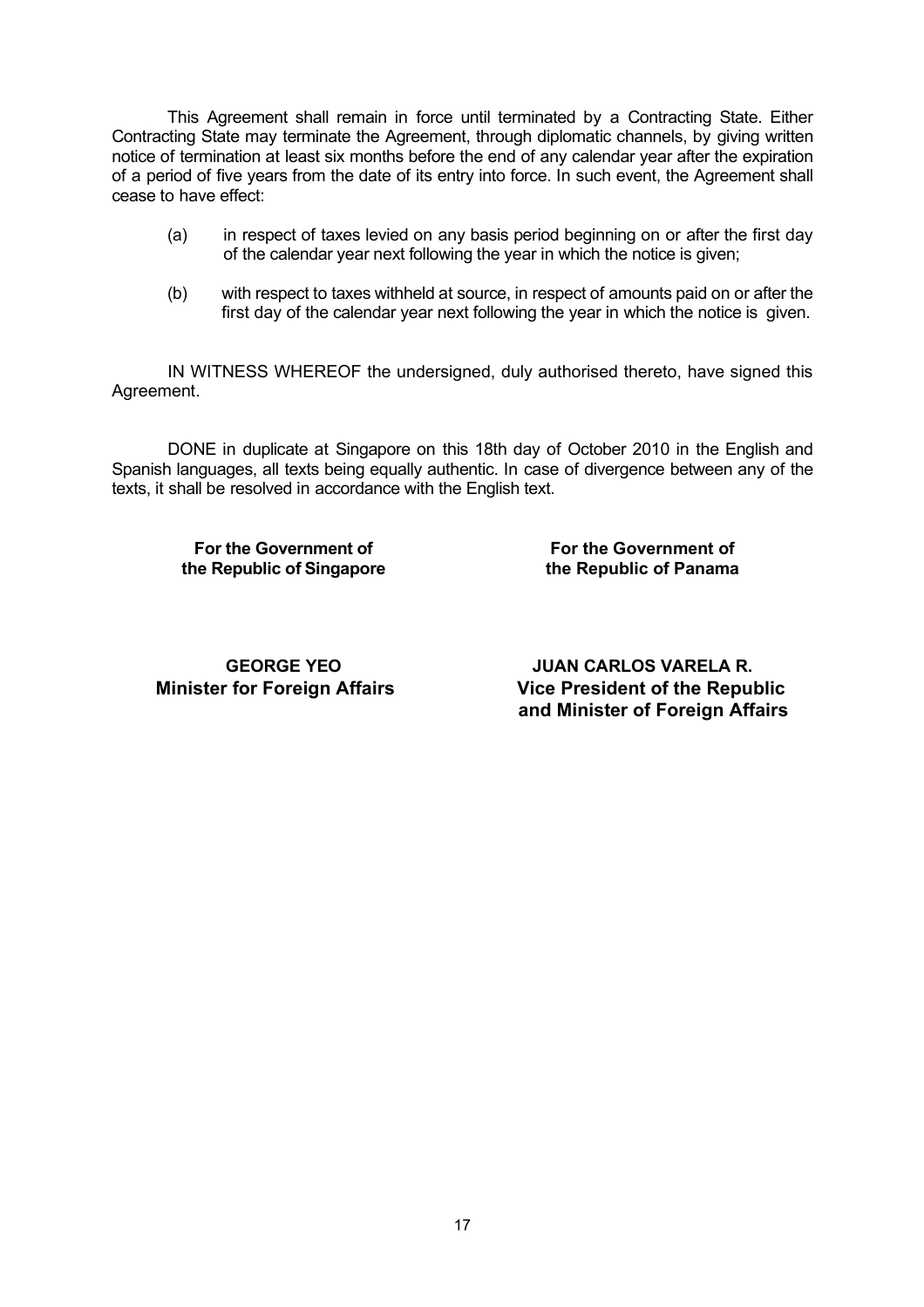This Agreement shall remain in force until terminated by a Contracting State. Either Contracting State may terminate the Agreement, through diplomatic channels, by giving written notice of termination at least six months before the end of any calendar year after the expiration of a period of five years from the date of its entry into force. In such event, the Agreement shall cease to have effect:

(a) in respect of taxes levied on any basis period beginning on or after the first day of the calendar year next following the year in which the notice is given;

(b) with respect to taxes withheld at source, in respect of amounts paid on or after the first day of the calendar year next following the year in which the notice is given.

IN WITNESS WHEREOF the undersigned, duly authorised thereto, have signed this Agreement.

DONE in duplicate at Singapore on this 18th day of October 2010 in the English and Spanish languages, all texts being equally authentic. In case of divergence between any of the texts, it shall be resolved in accordance with the English text.

| **For the Government of the Republic of Singapore** | **For the Government of the Republic of Panama** |
|---|---|
| **GEORGE YEO** | **JUAN CARLOS VARELA R.** |
| **Minister for Foreign Affairs** | **Vice President of the Republic and Minister of Foreign Affairs** |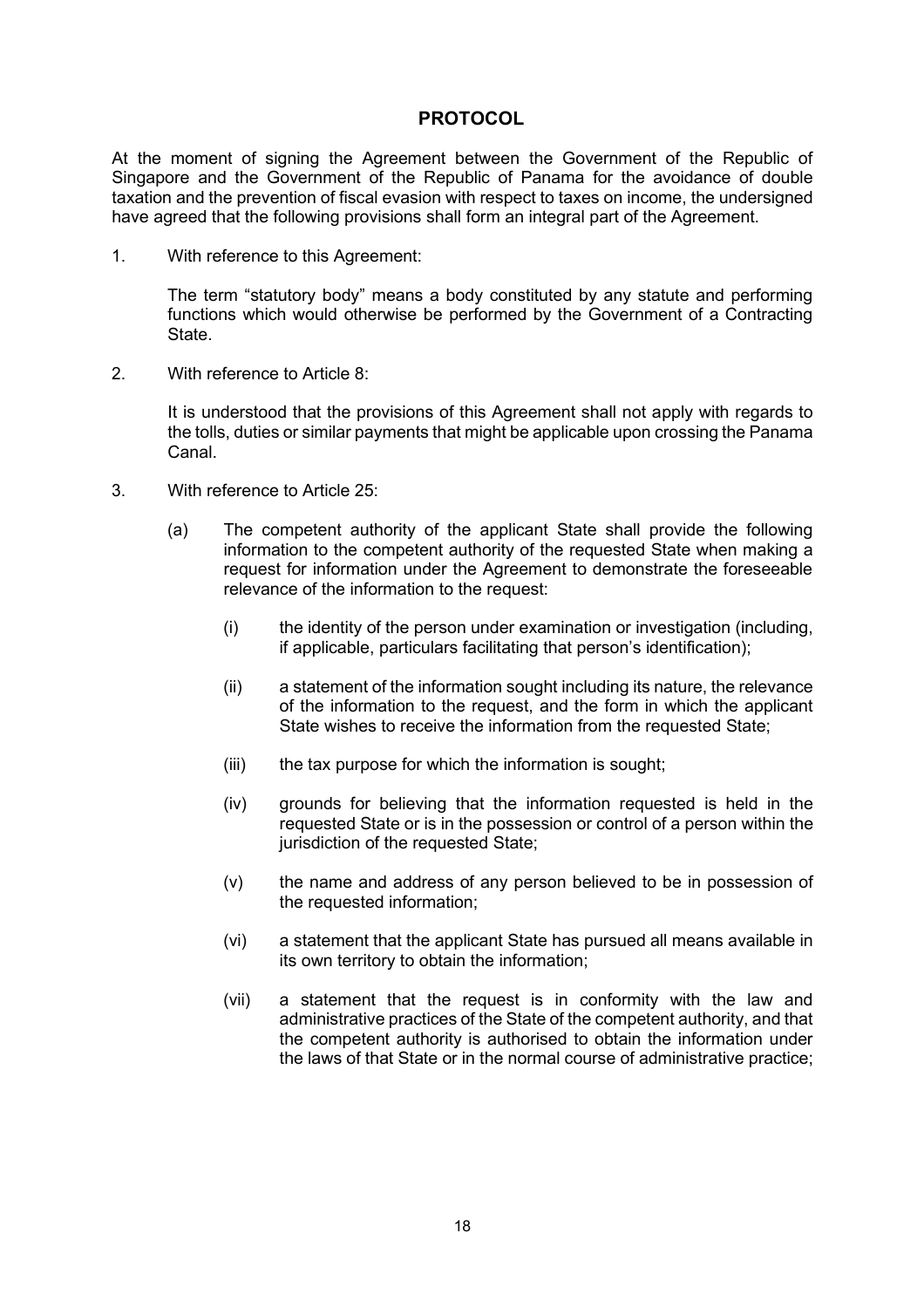# PROTOCOL

At the moment of signing the Agreement between the Government of the Republic of Singapore and the Government of the Republic of Panama for the avoidance of double taxation and the prevention of fiscal evasion with respect to taxes on income, the undersigned have agreed that the following provisions shall form an integral part of the Agreement.

1. With reference to this Agreement:

   The term "statutory body" means a body constituted by any statute and performing functions which would otherwise be performed by the Government of a Contracting State.

2. With reference to Article 8:

   It is understood that the provisions of this Agreement shall not apply with regards to the tolls, duties or similar payments that might be applicable upon crossing the Panama Canal.

3. With reference to Article 25:

   (a) The competent authority of the applicant State shall provide the following information to the competent authority of the requested State when making a request for information under the Agreement to demonstrate the foreseeable relevance of the information to the request:

      (i) the identity of the person under examination or investigation (including, if applicable, particulars facilitating that person's identification);

      (ii) a statement of the information sought including its nature, the relevance of the information to the request, and the form in which the applicant State wishes to receive the information from the requested State;

      (iii) the tax purpose for which the information is sought;

      (iv) grounds for believing that the information requested is held in the requested State or is in the possession or control of a person within the jurisdiction of the requested State;

      (v) the name and address of any person believed to be in possession of the requested information;

      (vi) a statement that the applicant State has pursued all means available in its own territory to obtain the information;

      (vii) a statement that the request is in conformity with the law and administrative practices of the State of the competent authority, and that the competent authority is authorised to obtain the information under the laws of that State or in the normal course of administrative practice;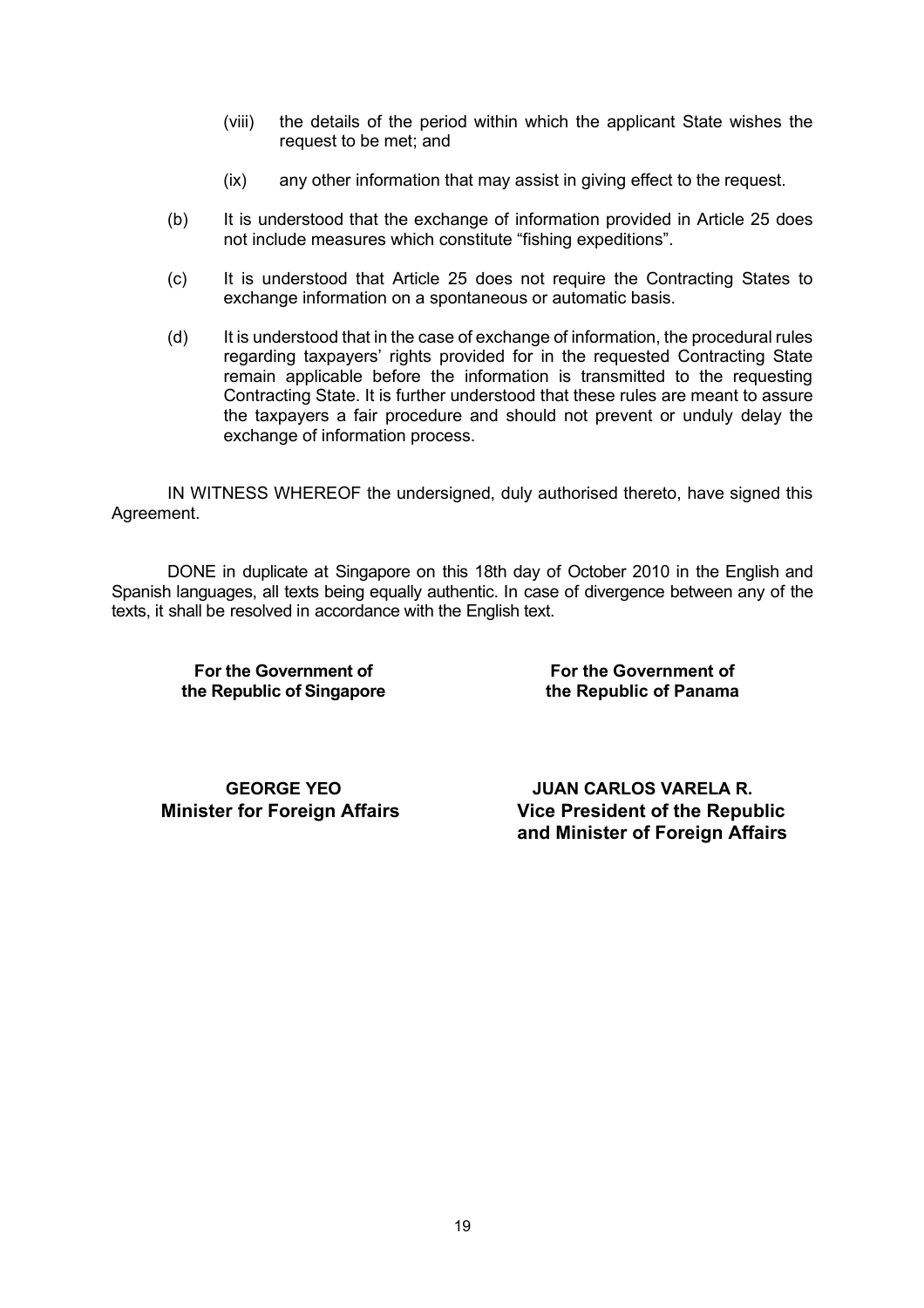(viii) the details of the period within which the applicant State wishes the request to be met; and

(ix) any other information that may assist in giving effect to the request.

(b) It is understood that the exchange of information provided in Article 25 does not include measures which constitute "fishing expeditions".

(c) It is understood that Article 25 does not require the Contracting States to exchange information on a spontaneous or automatic basis.

(d) It is understood that in the case of exchange of information, the procedural rules regarding taxpayers' rights provided for in the requested Contracting State remain applicable before the information is transmitted to the requesting Contracting State. It is further understood that these rules are meant to assure the taxpayers a fair procedure and should not prevent or unduly delay the exchange of information process.

IN WITNESS WHEREOF the undersigned, duly authorised thereto, have signed this Agreement.

DONE in duplicate at Singapore on this 18th day of October 2010 in the English and Spanish languages, all texts being equally authentic. In case of divergence between any of the texts, it shall be resolved in accordance with the English text.

**For the Government of the Republic of Singapore**

**GEORGE YEO**
**Minister for Foreign Affairs**

**For the Government of the Republic of Panama**

**JUAN CARLOS VARELA R.**
**Vice President of the Republic and Minister of Foreign Affairs**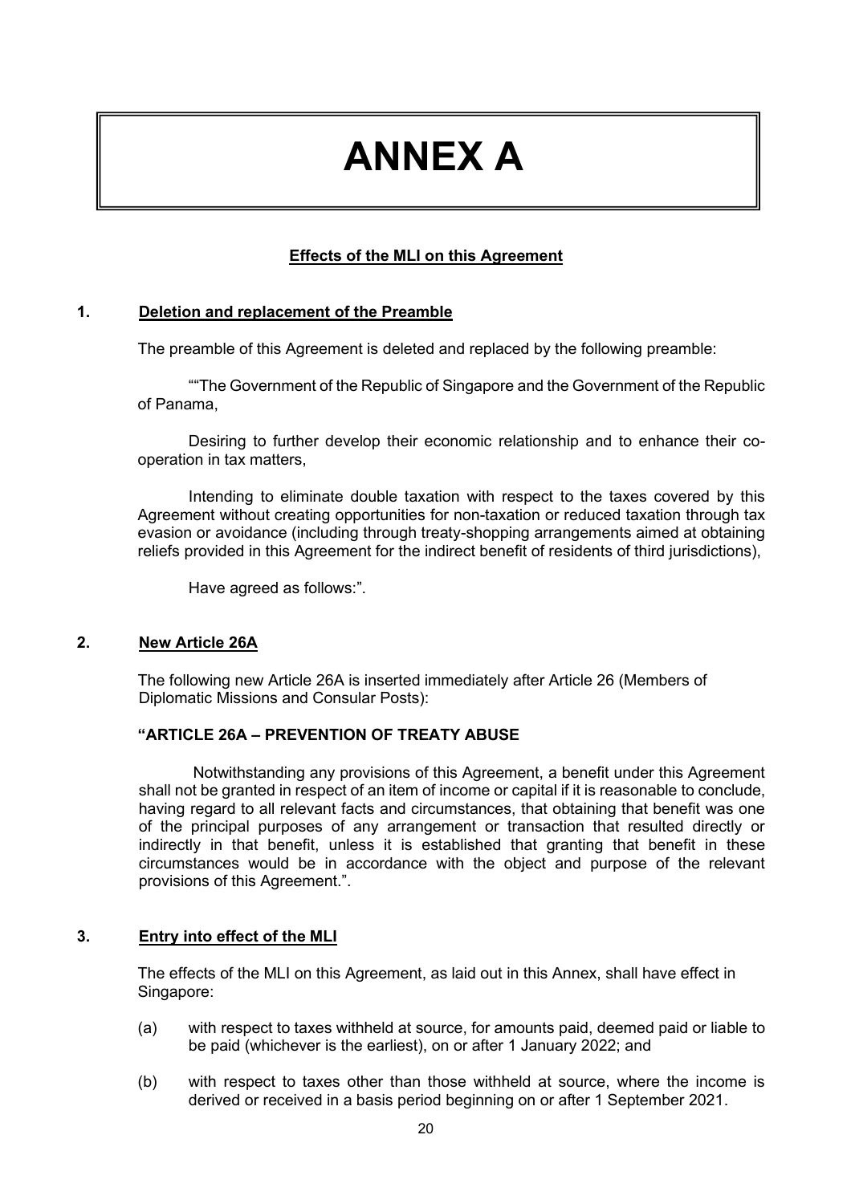# ANNEX A

## Effects of the MLI on this Agreement

### 1. Deletion and replacement of the Preamble

The preamble of this Agreement is deleted and replaced by the following preamble:

““The Government of the Republic of Singapore and the Government of the Republic of Panama,

Desiring to further develop their economic relationship and to enhance their co-operation in tax matters,

Intending to eliminate double taxation with respect to the taxes covered by this Agreement without creating opportunities for non-taxation or reduced taxation through tax evasion or avoidance (including through treaty-shopping arrangements aimed at obtaining reliefs provided in this Agreement for the indirect benefit of residents of third jurisdictions),

Have agreed as follows:”.

### 2. New Article 26A

The following new Article 26A is inserted immediately after Article 26 (Members of Diplomatic Missions and Consular Posts):

**“ARTICLE 26A – PREVENTION OF TREATY ABUSE**

Notwithstanding any provisions of this Agreement, a benefit under this Agreement shall not be granted in respect of an item of income or capital if it is reasonable to conclude, having regard to all relevant facts and circumstances, that obtaining that benefit was one of the principal purposes of any arrangement or transaction that resulted directly or indirectly in that benefit, unless it is established that granting that benefit in these circumstances would be in accordance with the object and purpose of the relevant provisions of this Agreement.”.

### 3. Entry into effect of the MLI

The effects of the MLI on this Agreement, as laid out in this Annex, shall have effect in Singapore:

(a) with respect to taxes withheld at source, for amounts paid, deemed paid or liable to be paid (whichever is the earliest), on or after 1 January 2022; and

(b) with respect to taxes other than those withheld at source, where the income is derived or received in a basis period beginning on or after 1 September 2021.